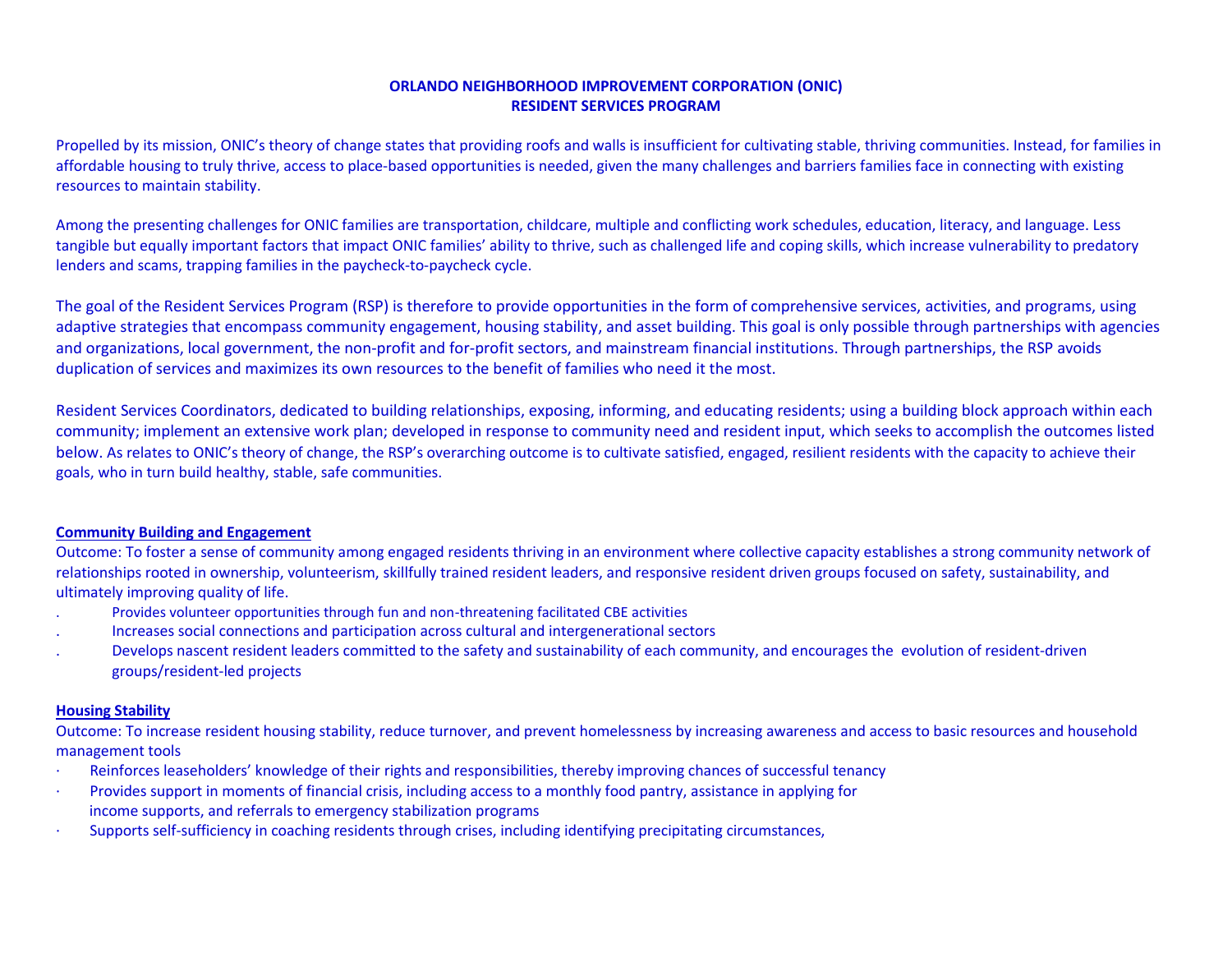**ORLANDO NEIGHBORHOOD IMPROVEMENT CORPORATION (ONIC)**
**RESIDENT SERVICES PROGRAM**

Propelled by its mission, ONIC's theory of change states that providing roofs and walls is insufficient for cultivating stable, thriving communities. Instead, for families in affordable housing to truly thrive, access to place-based opportunities is needed, given the many challenges and barriers families face in connecting with existing resources to maintain stability.

Among the presenting challenges for ONIC families are transportation, childcare, multiple and conflicting work schedules, education, literacy, and language. Less tangible but equally important factors that impact ONIC families' ability to thrive, such as challenged life and coping skills, which increase vulnerability to predatory lenders and scams, trapping families in the paycheck-to-paycheck cycle.

The goal of the Resident Services Program (RSP) is therefore to provide opportunities in the form of comprehensive services, activities, and programs, using adaptive strategies that encompass community engagement, housing stability, and asset building. This goal is only possible through partnerships with agencies and organizations, local government, the non-profit and for-profit sectors, and mainstream financial institutions. Through partnerships, the RSP avoids duplication of services and maximizes its own resources to the benefit of families who need it the most.

Resident Services Coordinators, dedicated to building relationships, exposing, informing, and educating residents; using a building block approach within each community; implement an extensive work plan; developed in response to community need and resident input, which seeks to accomplish the outcomes listed below. As relates to ONIC's theory of change, the RSP's overarching outcome is to cultivate satisfied, engaged, resilient residents with the capacity to achieve their goals, who in turn build healthy, stable, safe communities.

**Community Building and Engagement**

Outcome: To foster a sense of community among engaged residents thriving in an environment where collective capacity establishes a strong community network of relationships rooted in ownership, volunteerism, skillfully trained resident leaders, and responsive resident driven groups focused on safety, sustainability, and ultimately improving quality of life.

- Provides volunteer opportunities through fun and non-threatening facilitated CBE activities
- Increases social connections and participation across cultural and intergenerational sectors
- Develops nascent resident leaders committed to the safety and sustainability of each community, and encourages the evolution of resident-driven groups/resident-led projects

**Housing Stability**

Outcome: To increase resident housing stability, reduce turnover, and prevent homelessness by increasing awareness and access to basic resources and household management tools

- Reinforces leaseholders' knowledge of their rights and responsibilities, thereby improving chances of successful tenancy
- Provides support in moments of financial crisis, including access to a monthly food pantry, assistance in applying for income supports, and referrals to emergency stabilization programs
- Supports self-sufficiency in coaching residents through crises, including identifying precipitating circumstances,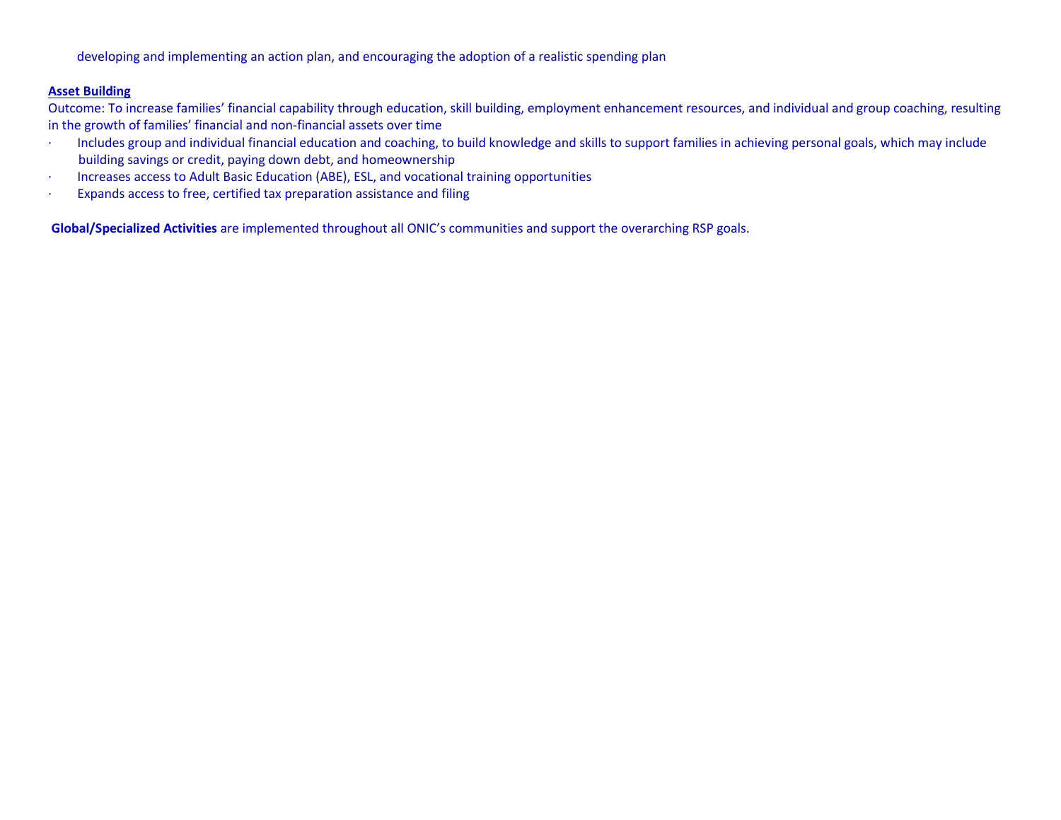developing and implementing an action plan, and encouraging the adoption of a realistic spending plan

**Asset Building**

Outcome: To increase families' financial capability through education, skill building, employment enhancement resources, and individual and group coaching, resulting in the growth of families' financial and non-financial assets over time

- Includes group and individual financial education and coaching, to build knowledge and skills to support families in achieving personal goals, which may include building savings or credit, paying down debt, and homeownership
- Increases access to Adult Basic Education (ABE), ESL, and vocational training opportunities
- Expands access to free, certified tax preparation assistance and filing

**Global/Specialized Activities** are implemented throughout all ONIC's communities and support the overarching RSP goals.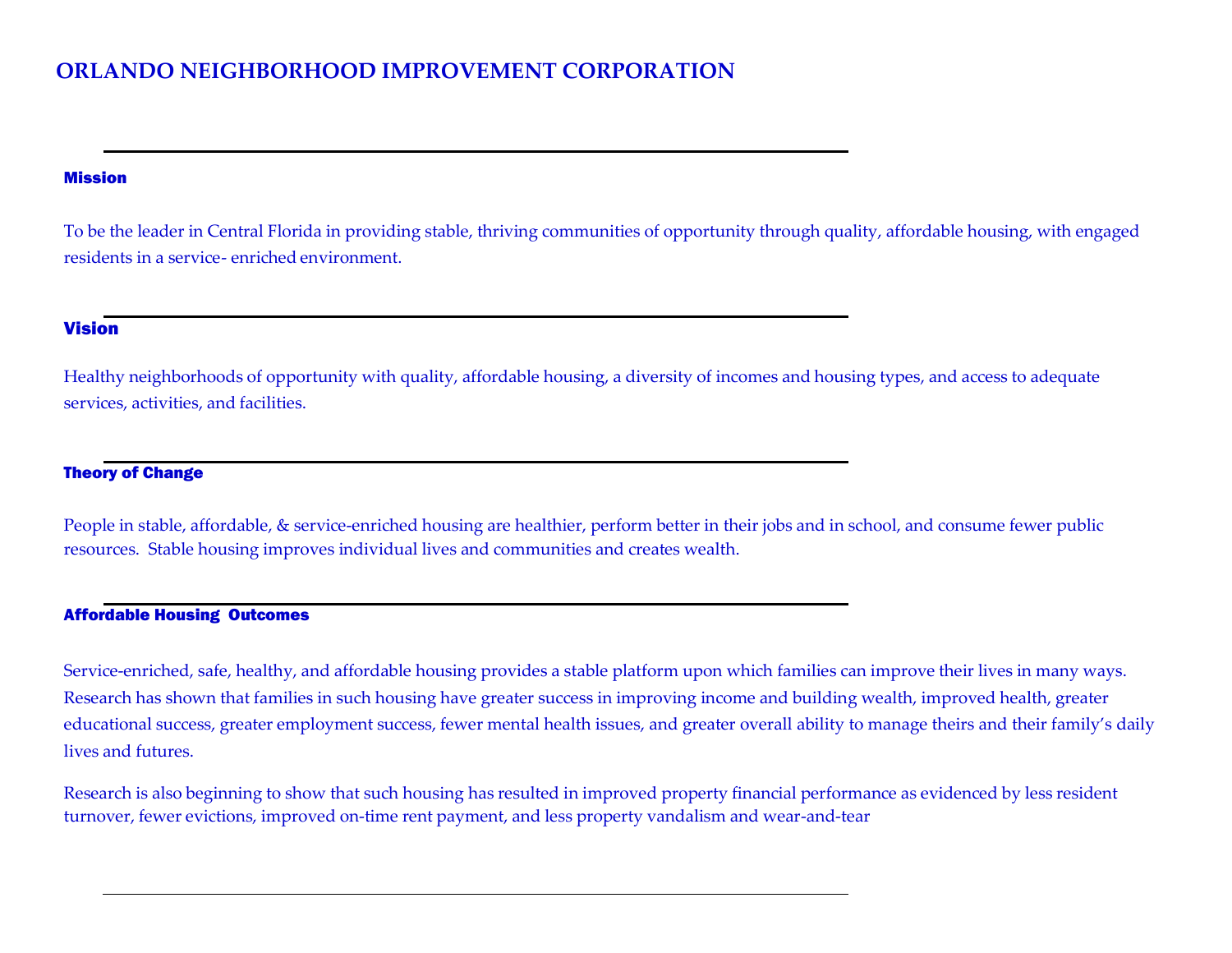# ORLANDO NEIGHBORHOOD IMPROVEMENT CORPORATION

## Mission

To be the leader in Central Florida in providing stable, thriving communities of opportunity through quality, affordable housing, with engaged residents in a service- enriched environment.

## Vision

Healthy neighborhoods of opportunity with quality, affordable housing, a diversity of incomes and housing types, and access to adequate services, activities, and facilities.

## Theory of Change

People in stable, affordable, & service-enriched housing are healthier, perform better in their jobs and in school, and consume fewer public resources. Stable housing improves individual lives and communities and creates wealth.

## Affordable Housing Outcomes

Service-enriched, safe, healthy, and affordable housing provides a stable platform upon which families can improve their lives in many ways. Research has shown that families in such housing have greater success in improving income and building wealth, improved health, greater educational success, greater employment success, fewer mental health issues, and greater overall ability to manage theirs and their family's daily lives and futures.

Research is also beginning to show that such housing has resulted in improved property financial performance as evidenced by less resident turnover, fewer evictions, improved on-time rent payment, and less property vandalism and wear-and-tear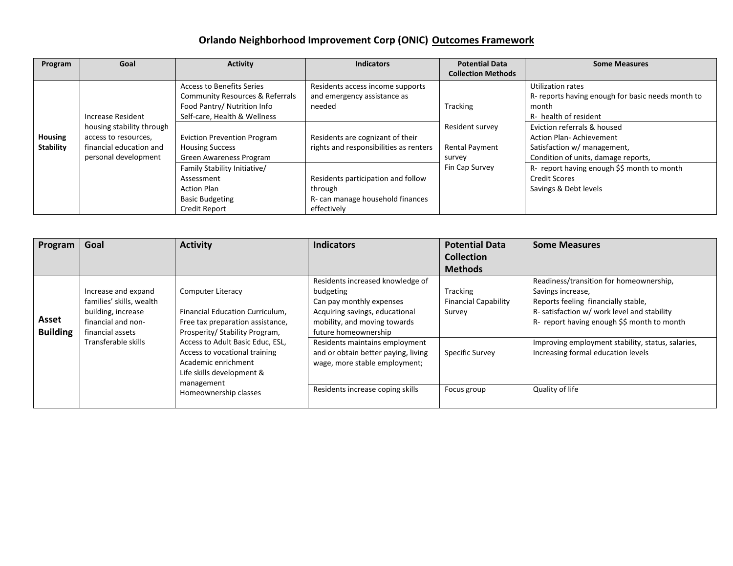# Orlando Neighborhood Improvement Corp (ONIC) Outcomes Framework

| Program | Goal | Activity | Indicators | Potential Data Collection Methods | Some Measures |
|---|---|---|---|---|---|
| **Housing Stability** | Increase Resident housing stability through access to resources, financial education and personal development | Access to Benefits Series<br>Community Resources & Referrals<br>Food Pantry/ Nutrition Info<br>Self-care, Health & Wellness | Residents access income supports and emergency assistance as needed | Tracking<br><br>Resident survey<br><br>Rental Payment survey<br>Fin Cap Survey | Utilization rates<br>R- reports having enough for basic needs month to month<br>R- health of resident |
| | | Eviction Prevention Program<br>Housing Success<br>Green Awareness Program | Residents are cognizant of their rights and responsibilities as renters | | Eviction referrals & housed<br>Action Plan- Achievement<br>Satisfaction w/ management,<br>Condition of units, damage reports, |
| | | Family Stability Initiative/ Assessment<br>Action Plan<br>Basic Budgeting<br>Credit Report | Residents participation and follow through<br>R- can manage household finances effectively | | R- report having enough $$ month to month<br>Credit Scores<br>Savings & Debt levels |

| Program | Goal | Activity | Indicators | Potential Data Collection Methods | Some Measures |
|---|---|---|---|---|---|
| **Asset Building** | Increase and expand families' skills, wealth building, increase financial and non-financial assets<br>Transferable skills | Computer Literacy<br><br>Financial Education Curriculum,<br>Free tax preparation assistance,<br>Prosperity/ Stability Program,<br>Access to Adult Basic Educ, ESL,<br>Access to vocational training<br>Academic enrichment<br>Life skills development & management<br>Homeownership classes | Residents increased knowledge of budgeting<br>Can pay monthly expenses<br>Acquiring savings, educational mobility, and moving towards future homeownership | Tracking<br>Financial Capability Survey | Readiness/transition for homeownership,<br>Savings increase,<br>Reports feeling financially stable,<br>R- satisfaction w/ work level and stability<br>R- report having enough $$ month to month |
| | | | Residents maintains employment and or obtain better paying, living wage, more stable employment; | Specific Survey | Improving employment stability, status, salaries,<br>Increasing formal education levels |
| | | | Residents increase coping skills | Focus group | Quality of life |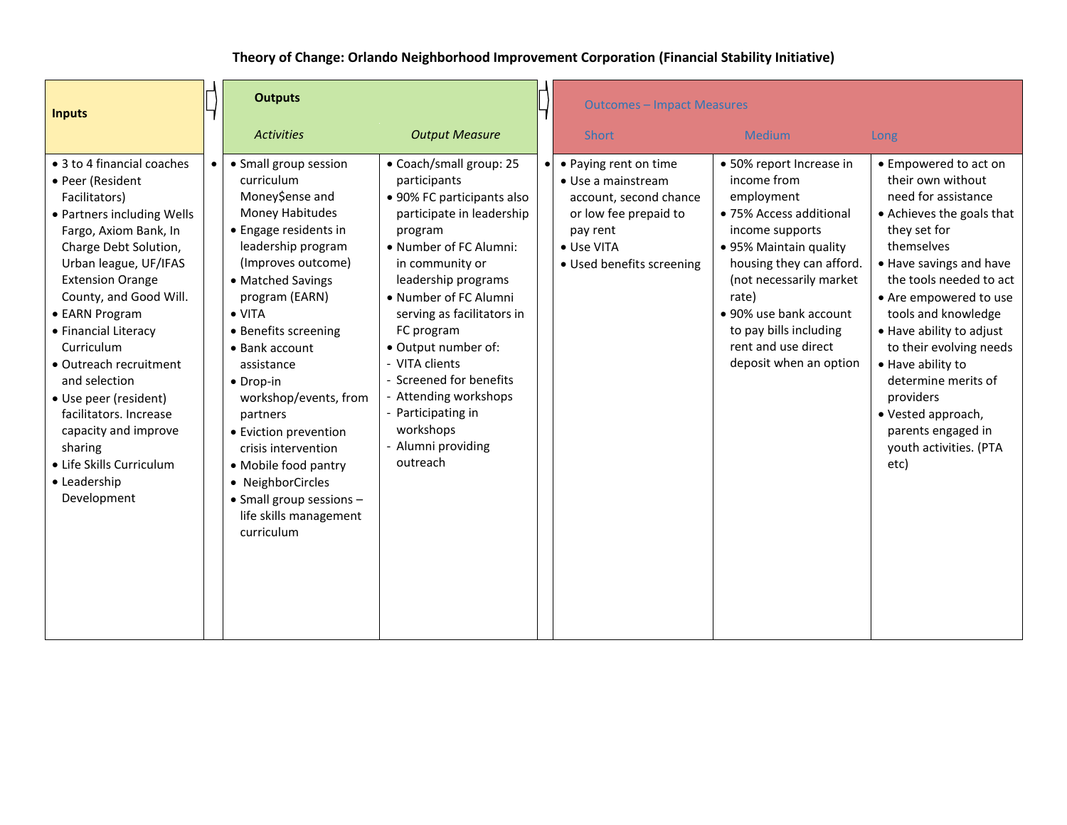## Theory of Change: Orlando Neighborhood Improvement Corporation (Financial Stability Initiative)

| Inputs | Outputs: *Activities* | Outputs: *Output Measure* | Outcomes – Impact Measures: Short | Outcomes – Impact Measures: Medium | Outcomes – Impact Measures: Long |
|---|---|---|---|---|---|
| • 3 to 4 financial coaches<br>• Peer (Resident Facilitators)<br>• Partners including Wells Fargo, Axiom Bank, In Charge Debt Solution, Urban league, UF/IFAS Extension Orange County, and Good Will.<br>• EARN Program<br>• Financial Literacy Curriculum<br>• Outreach recruitment and selection<br>• Use peer (resident) facilitators. Increase capacity and improve sharing<br>• Life Skills Curriculum<br>• Leadership Development | • Small group session curriculum Money$ense and Money Habitudes<br>• Engage residents in leadership program (Improves outcome)<br>• Matched Savings program (EARN)<br>• VITA<br>• Benefits screening<br>• Bank account assistance<br>• Drop-in workshop/events, from partners<br>• Eviction prevention crisis intervention<br>• Mobile food pantry<br>• NeighborCircles<br>• Small group sessions – life skills management curriculum | • Coach/small group: 25 participants<br>• 90% FC participants also participate in leadership program<br>• Number of FC Alumni: in community or leadership programs<br>• Number of FC Alumni serving as facilitators in FC program<br>• Output number of:<br>- VITA clients<br>- Screened for benefits<br>- Attending workshops<br>- Participating in workshops<br>- Alumni providing outreach | • Paying rent on time<br>• Use a mainstream account, second chance or low fee prepaid to pay rent<br>• Use VITA<br>• Used benefits screening | • 50% report Increase in income from employment<br>• 75% Access additional income supports<br>• 95% Maintain quality housing they can afford. (not necessarily market rate)<br>• 90% use bank account to pay bills including rent and use direct deposit when an option | • Empowered to act on their own without need for assistance<br>• Achieves the goals that they set for themselves<br>• Have savings and have the tools needed to act<br>• Are empowered to use tools and knowledge<br>• Have ability to adjust to their evolving needs<br>• Have ability to determine merits of providers<br>• Vested approach, parents engaged in youth activities. (PTA etc) |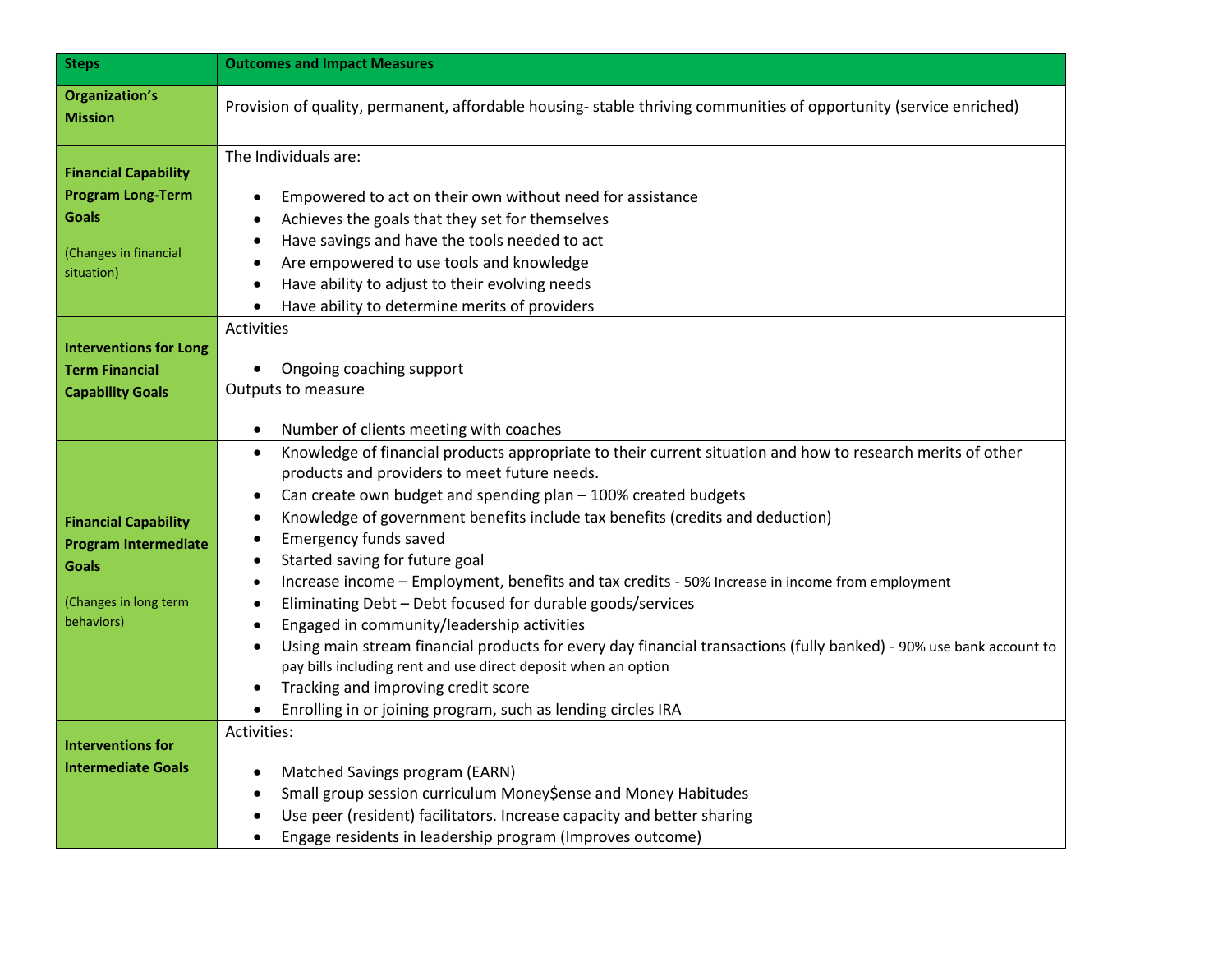| Steps | Outcomes and Impact Measures |
|---|---|
| **Organization's Mission** | Provision of quality, permanent, affordable housing- stable thriving communities of opportunity (service enriched) |
| **Financial Capability Program Long-Term Goals**<br><br>(Changes in financial situation) | The Individuals are:<br><br>• Empowered to act on their own without need for assistance<br>• Achieves the goals that they set for themselves<br>• Have savings and have the tools needed to act<br>• Are empowered to use tools and knowledge<br>• Have ability to adjust to their evolving needs<br>• Have ability to determine merits of providers |
| **Interventions for Long Term Financial Capability Goals** | Activities<br><br>• Ongoing coaching support<br><br>Outputs to measure<br><br>• Number of clients meeting with coaches |
| **Financial Capability Program Intermediate Goals**<br><br>(Changes in long term behaviors) | • Knowledge of financial products appropriate to their current situation and how to research merits of other products and providers to meet future needs.<br>• Can create own budget and spending plan – 100% created budgets<br>• Knowledge of government benefits include tax benefits (credits and deduction)<br>• Emergency funds saved<br>• Started saving for future goal<br>• Increase income – Employment, benefits and tax credits - 50% Increase in income from employment<br>• Eliminating Debt – Debt focused for durable goods/services<br>• Engaged in community/leadership activities<br>• Using main stream financial products for every day financial transactions (fully banked) - 90% use bank account to pay bills including rent and use direct deposit when an option<br>• Tracking and improving credit score<br>• Enrolling in or joining program, such as lending circles IRA |
| **Interventions for Intermediate Goals** | Activities:<br><br>• Matched Savings program (EARN)<br>• Small group session curriculum Money$ense and Money Habitudes<br>• Use peer (resident) facilitators. Increase capacity and better sharing<br>• Engage residents in leadership program (Improves outcome) |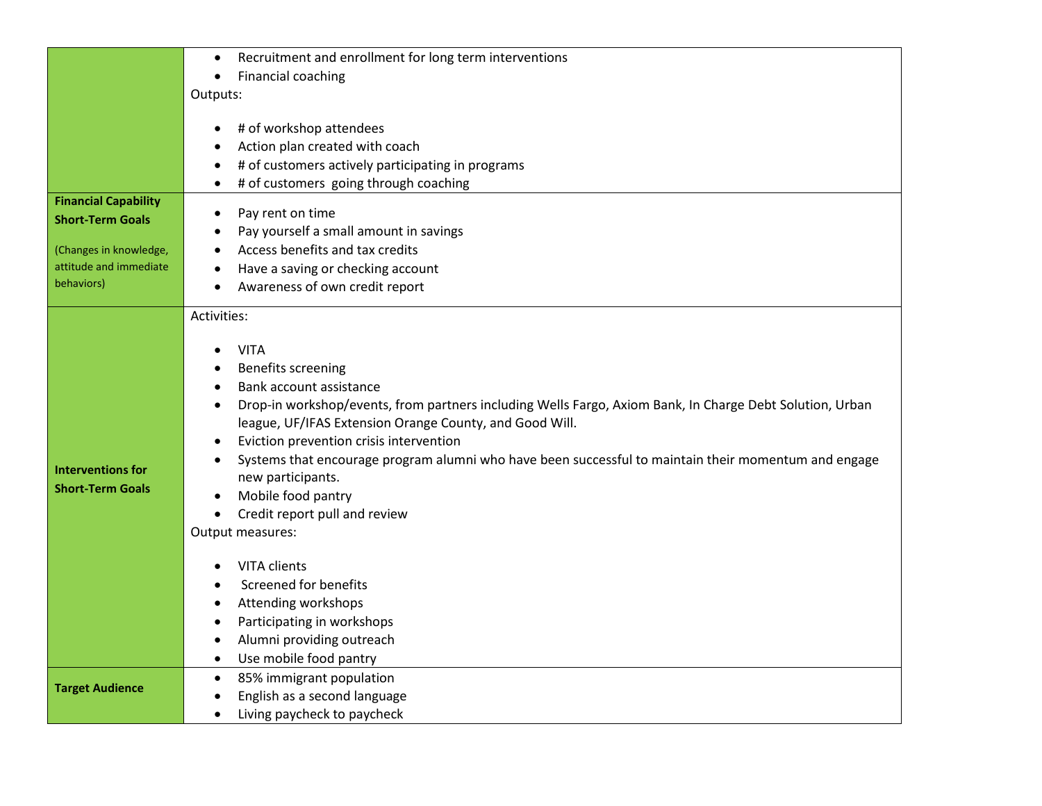| | |
|---|---|
| | • Recruitment and enrollment for long term interventions<br>• Financial coaching<br>Outputs:<br>• # of workshop attendees<br>• Action plan created with coach<br>• # of customers actively participating in programs<br>• # of customers going through coaching |
| **Financial Capability Short-Term Goals**<br>(Changes in knowledge, attitude and immediate behaviors) | • Pay rent on time<br>• Pay yourself a small amount in savings<br>• Access benefits and tax credits<br>• Have a saving or checking account<br>• Awareness of own credit report |
| **Interventions for Short-Term Goals** | Activities:<br>• VITA<br>• Benefits screening<br>• Bank account assistance<br>• Drop-in workshop/events, from partners including Wells Fargo, Axiom Bank, In Charge Debt Solution, Urban league, UF/IFAS Extension Orange County, and Good Will.<br>• Eviction prevention crisis intervention<br>• Systems that encourage program alumni who have been successful to maintain their momentum and engage new participants.<br>• Mobile food pantry<br>• Credit report pull and review<br>Output measures:<br>• VITA clients<br>• Screened for benefits<br>• Attending workshops<br>• Participating in workshops<br>• Alumni providing outreach<br>• Use mobile food pantry |
| **Target Audience** | • 85% immigrant population<br>• English as a second language<br>• Living paycheck to paycheck |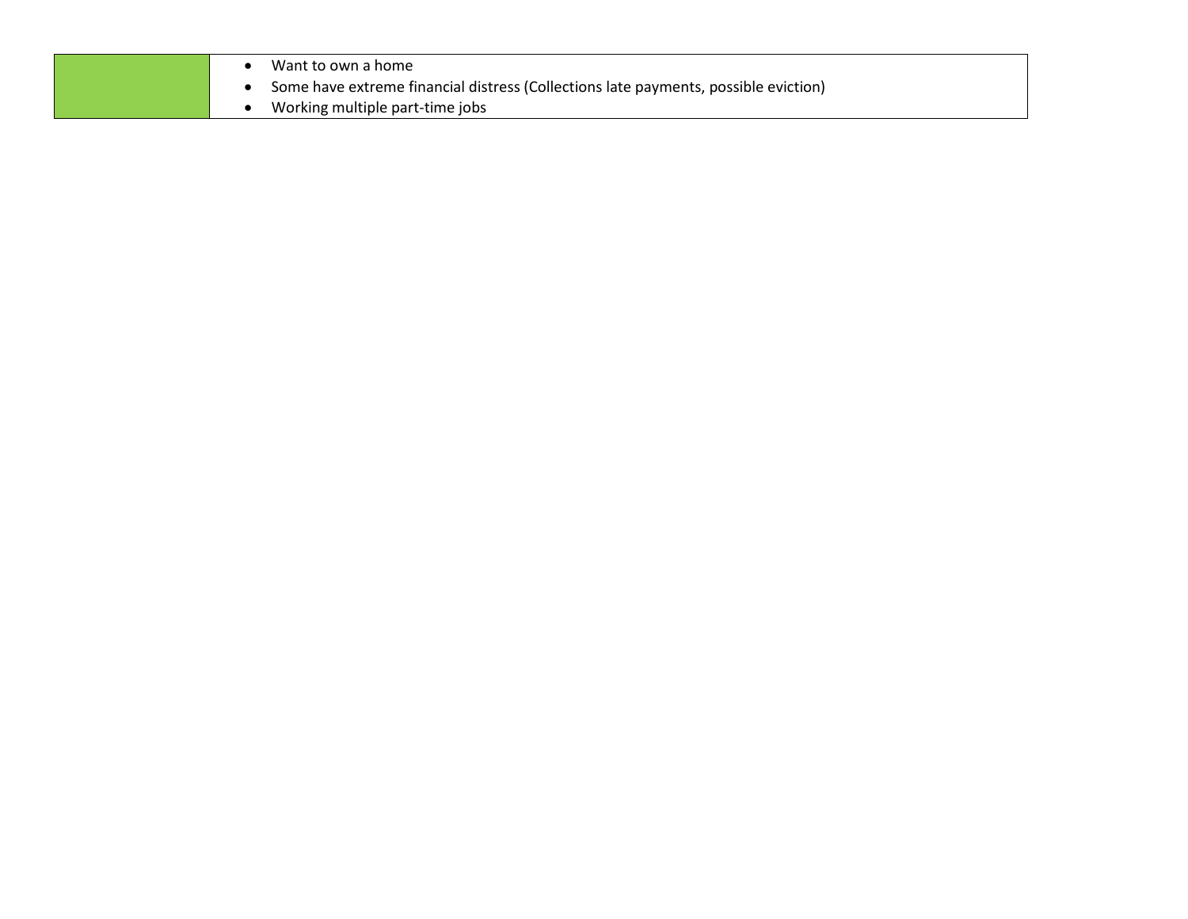| | |
|---|---|
| | • Want to own a home<br>• Some have extreme financial distress (Collections late payments, possible eviction)<br>• Working multiple part-time jobs |